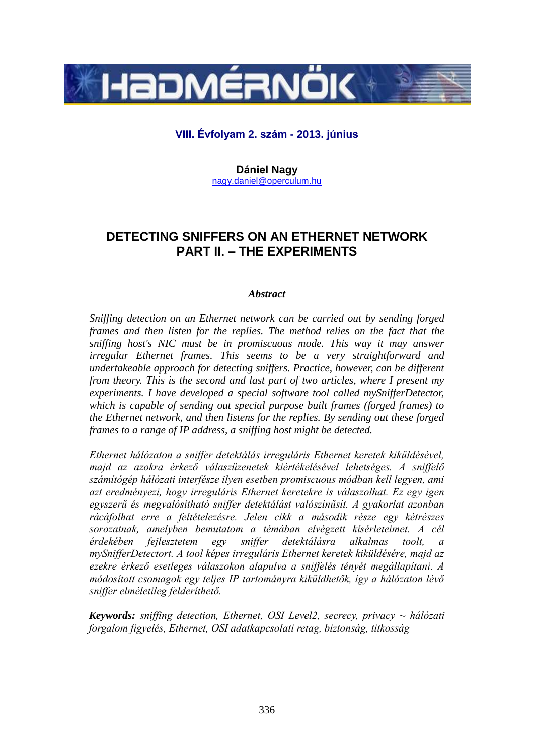VIII. Évfolyam 2. szám - 2013. június

**Dániel Nagy**
nagy.daniel@operculum.hu

# DETECTING SNIFFERS ON AN ETHERNET NETWORK PART II. – THE EXPERIMENTS

### *Abstract*

*Sniffing detection on an Ethernet network can be carried out by sending forged frames and then listen for the replies. The method relies on the fact that the sniffing host's NIC must be in promiscuous mode. This way it may answer irregular Ethernet frames. This seems to be a very straightforward and undertakeable approach for detecting sniffers. Practice, however, can be different from theory. This is the second and last part of two articles, where I present my experiments. I have developed a special software tool called mySnifferDetector, which is capable of sending out special purpose built frames (forged frames) to the Ethernet network, and then listens for the replies. By sending out these forged frames to a range of IP address, a sniffing host might be detected.*

*Ethernet hálózaton a sniffer detektálás irreguláris Ethernet keretek kiküldésével, majd az azokra érkező válaszüzenetek kiértékelésével lehetséges. A sniffelő számítógép hálózati interfésze ilyen esetben promiscuous módban kell legyen, ami azt eredményezi, hogy irreguláris Ethernet keretekre is válaszolhat. Ez egy igen egyszerű és megvalósítható sniffer detektálást valószínűsít. A gyakorlat azonban rácáfolhat erre a feltételezésre. Jelen cikk a második része egy kétrészes sorozatnak, amelyben bemutatom a témában elvégzett kísérleteimet. A cél érdekében fejlesztetem egy sniffer detektálásra alkalmas toolt, a mySnifferDetectort. A tool képes irreguláris Ethernet keretek kiküldésére, majd az ezekre érkező esetleges válaszokon alapulva a sniffelés tényét megállapítani. A módosított csomagok egy teljes IP tartományra kiküldhetők, így a hálózaton lévő sniffer elméletileg felderíthető.*

***Keywords:*** *sniffing detection, Ethernet, OSI Level2, secrecy, privacy ~ hálózati forgalom figyelés, Ethernet, OSI adatkapcsolati retag, biztonság, titkosság*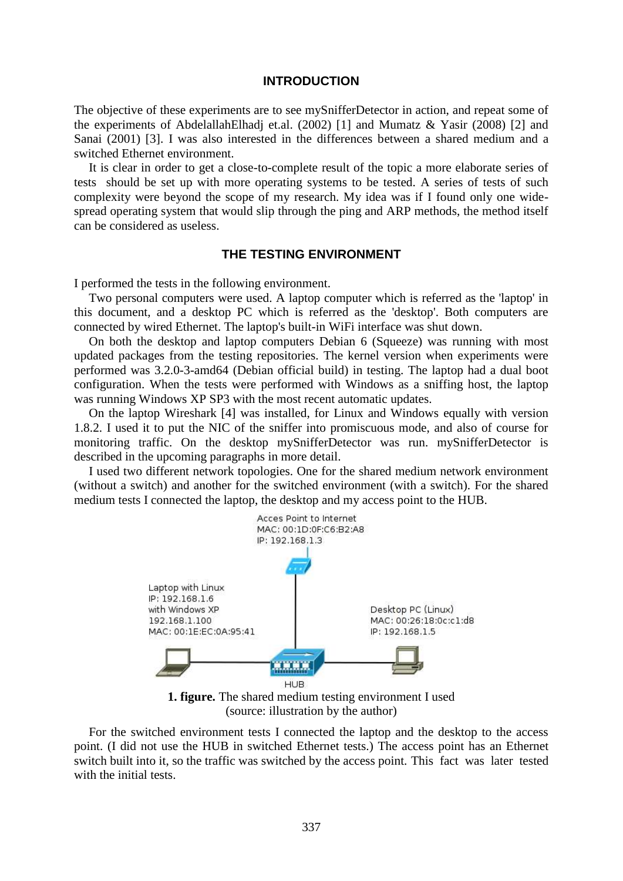## INTRODUCTION

The objective of these experiments are to see mySnifferDetector in action, and repeat some of the experiments of AbdelallahElhadj et.al. (2002) [1] and Mumatz & Yasir (2008) [2] and Sanai (2001) [3]. I was also interested in the differences between a shared medium and a switched Ethernet environment.

It is clear in order to get a close-to-complete result of the topic a more elaborate series of tests should be set up with more operating systems to be tested. A series of tests of such complexity were beyond the scope of my research. My idea was if I found only one wide-spread operating system that would slip through the ping and ARP methods, the method itself can be considered as useless.

## THE TESTING ENVIRONMENT

I performed the tests in the following environment.

Two personal computers were used. A laptop computer which is referred as the 'laptop' in this document, and a desktop PC which is referred as the 'desktop'. Both computers are connected by wired Ethernet. The laptop's built-in WiFi interface was shut down.

On both the desktop and laptop computers Debian 6 (Squeeze) was running with most updated packages from the testing repositories. The kernel version when experiments were performed was 3.2.0-3-amd64 (Debian official build) in testing. The laptop had a dual boot configuration. When the tests were performed with Windows as a sniffing host, the laptop was running Windows XP SP3 with the most recent automatic updates.

On the laptop Wireshark [4] was installed, for Linux and Windows equally with version 1.8.2. I used it to put the NIC of the sniffer into promiscuous mode, and also of course for monitoring traffic. On the desktop mySnifferDetector was run. mySnifferDetector is described in the upcoming paragraphs in more detail.

I used two different network topologies. One for the shared medium network environment (without a switch) and another for the switched environment (with a switch). For the shared medium tests I connected the laptop, the desktop and my access point to the HUB.

Acces Point to Internet
MAC: 00:1D:0F:C6:B2:A8
IP: 192.168.1.3

Laptop with Linux
IP: 192.168.1.6
with Windows XP
192.168.1.100
MAC: 00:1E:EC:0A:95:41

Desktop PC (Linux)
MAC: 00:26:18:0c:c1:d8
IP: 192.168.1.5

HUB

**1. figure.** The shared medium testing environment I used
(source: illustration by the author)

For the switched environment tests I connected the laptop and the desktop to the access point. (I did not use the HUB in switched Ethernet tests.) The access point has an Ethernet switch built into it, so the traffic was switched by the access point. This fact was later tested with the initial tests.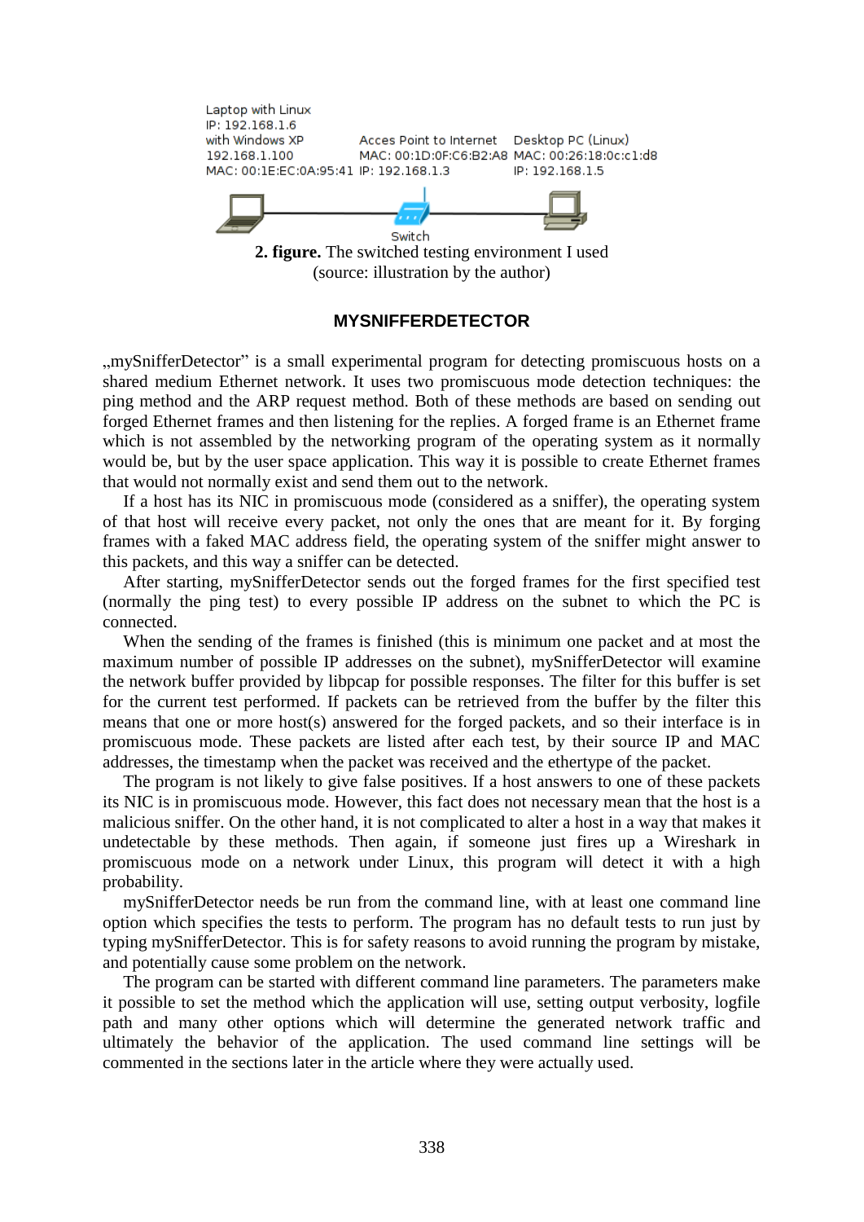Laptop with Linux
IP: 192.168.1.6
with Windows XP
192.168.1.100
MAC: 00:1E:EC:0A:95:41

Acces Point to Internet
MAC: 00:1D:0F:C6:B2:A8
IP: 192.168.1.3

Desktop PC (Linux)
MAC: 00:26:18:0c:c1:d8
IP: 192.168.1.5

Switch

**2. figure.** The switched testing environment I used
(source: illustration by the author)

## MYSNIFFERDETECTOR

„mySnifferDetector" is a small experimental program for detecting promiscuous hosts on a shared medium Ethernet network. It uses two promiscuous mode detection techniques: the ping method and the ARP request method. Both of these methods are based on sending out forged Ethernet frames and then listening for the replies. A forged frame is an Ethernet frame which is not assembled by the networking program of the operating system as it normally would be, but by the user space application. This way it is possible to create Ethernet frames that would not normally exist and send them out to the network.

If a host has its NIC in promiscuous mode (considered as a sniffer), the operating system of that host will receive every packet, not only the ones that are meant for it. By forging frames with a faked MAC address field, the operating system of the sniffer might answer to this packets, and this way a sniffer can be detected.

After starting, mySnifferDetector sends out the forged frames for the first specified test (normally the ping test) to every possible IP address on the subnet to which the PC is connected.

When the sending of the frames is finished (this is minimum one packet and at most the maximum number of possible IP addresses on the subnet), mySnifferDetector will examine the network buffer provided by libpcap for possible responses. The filter for this buffer is set for the current test performed. If packets can be retrieved from the buffer by the filter this means that one or more host(s) answered for the forged packets, and so their interface is in promiscuous mode. These packets are listed after each test, by their source IP and MAC addresses, the timestamp when the packet was received and the ethertype of the packet.

The program is not likely to give false positives. If a host answers to one of these packets its NIC is in promiscuous mode. However, this fact does not necessary mean that the host is a malicious sniffer. On the other hand, it is not complicated to alter a host in a way that makes it undetectable by these methods. Then again, if someone just fires up a Wireshark in promiscuous mode on a network under Linux, this program will detect it with a high probability.

mySnifferDetector needs be run from the command line, with at least one command line option which specifies the tests to perform. The program has no default tests to run just by typing mySnifferDetector. This is for safety reasons to avoid running the program by mistake, and potentially cause some problem on the network.

The program can be started with different command line parameters. The parameters make it possible to set the method which the application will use, setting output verbosity, logfile path and many other options which will determine the generated network traffic and ultimately the behavior of the application. The used command line settings will be commented in the sections later in the article where they were actually used.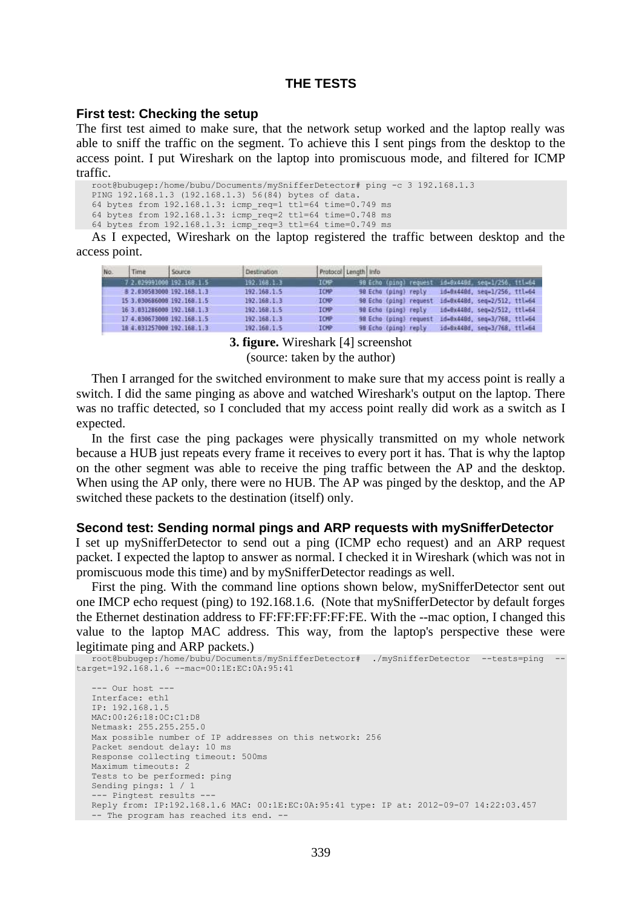## THE TESTS

### First test: Checking the setup

The first test aimed to make sure, that the network setup worked and the laptop really was able to sniff the traffic on the segment. To achieve this I sent pings from the desktop to the access point. I put Wireshark on the laptop into promiscuous mode, and filtered for ICMP traffic.

```
root@bubugep:/home/bubu/Documents/mySnifferDetector# ping -c 3 192.168.1.3
PING 192.168.1.3 (192.168.1.3) 56(84) bytes of data.
64 bytes from 192.168.1.3: icmp_req=1 ttl=64 time=0.749 ms
64 bytes from 192.168.1.3: icmp_req=2 ttl=64 time=0.748 ms
64 bytes from 192.168.1.3: icmp_req=3 ttl=64 time=0.749 ms
```

As I expected, Wireshark on the laptop registered the traffic between desktop and the access point.

| No. | Time | Source | Destination | Protocol | Length | Info |
|---|---|---|---|---|---|---|
| 7 | 2.029991000 | 192.168.1.5 | 192.168.1.3 | ICMP | 98 | Echo (ping) request id=0x440d, seq=1/256, ttl=64 |
| 8 | 2.030583000 | 192.168.1.3 | 192.168.1.5 | ICMP | 98 | Echo (ping) reply id=0x440d, seq=1/256, ttl=64 |
| 15 | 3.030686000 | 192.168.1.5 | 192.168.1.3 | ICMP | 98 | Echo (ping) request id=0x440d, seq=2/512, ttl=64 |
| 16 | 3.031286000 | 192.168.1.3 | 192.168.1.5 | ICMP | 98 | Echo (ping) reply id=0x440d, seq=2/512, ttl=64 |
| 17 | 4.030673000 | 192.168.1.5 | 192.168.1.3 | ICMP | 98 | Echo (ping) request id=0x440d, seq=3/768, ttl=64 |
| 18 | 4.031257000 | 192.168.1.3 | 192.168.1.5 | ICMP | 98 | Echo (ping) reply id=0x440d, seq=3/768, ttl=64 |

**3. figure.** Wireshark [4] screenshot
(source: taken by the author)

Then I arranged for the switched environment to make sure that my access point is really a switch. I did the same pinging as above and watched Wireshark's output on the laptop. There was no traffic detected, so I concluded that my access point really did work as a switch as I expected.

In the first case the ping packages were physically transmitted on my whole network because a HUB just repeats every frame it receives to every port it has. That is why the laptop on the other segment was able to receive the ping traffic between the AP and the desktop. When using the AP only, there were no HUB. The AP was pinged by the desktop, and the AP switched these packets to the destination (itself) only.

### Second test: Sending normal pings and ARP requests with mySnifferDetector

I set up mySnifferDetector to send out a ping (ICMP echo request) and an ARP request packet. I expected the laptop to answer as normal. I checked it in Wireshark (which was not in promiscuous mode this time) and by mySnifferDetector readings as well.

First the ping. With the command line options shown below, mySnifferDetector sent out one IMCP echo request (ping) to 192.168.1.6. (Note that mySnifferDetector by default forges the Ethernet destination address to FF:FF:FF:FF:FF:FE. With the --mac option, I changed this value to the laptop MAC address. This way, from the laptop's perspective these were legitimate ping and ARP packets.)

```
root@bubugep:/home/bubu/Documents/mySnifferDetector#  ./mySnifferDetector  --tests=ping  --target=192.168.1.6 --mac=00:1E:EC:0A:95:41

--- Our host ---
Interface: eth1
IP: 192.168.1.5
MAC:00:26:18:0C:C1:D8
Netmask: 255.255.255.0
Max possible number of IP addresses on this network: 256
Packet sendout delay: 10 ms
Response collecting timeout: 500ms
Maximum timeouts: 2
Tests to be performed: ping
Sending pings: 1 / 1
--- Pingtest results ---
Reply from: IP:192.168.1.6 MAC: 00:1E:EC:0A:95:41 type: IP at: 2012-09-07 14:22:03.457
-- The program has reached its end. --
```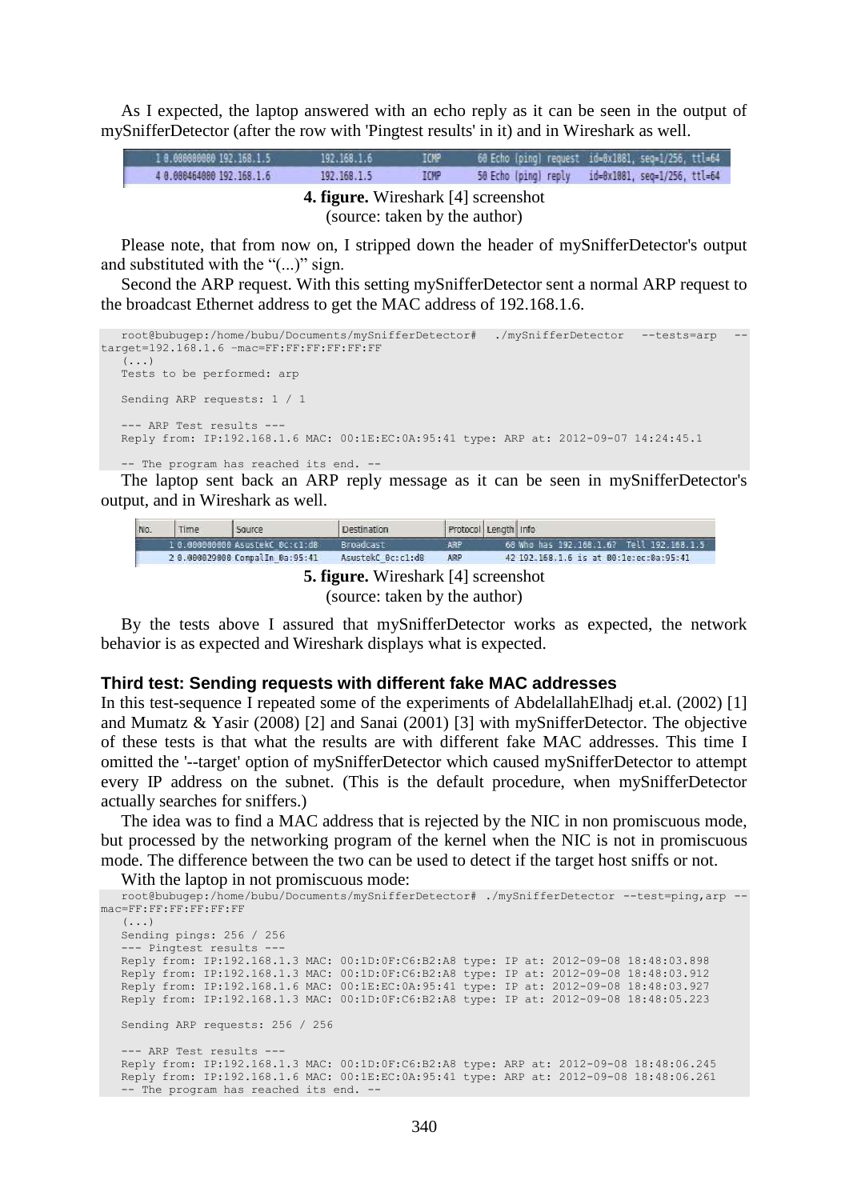As I expected, the laptop answered with an echo reply as it can be seen in the output of mySnifferDetector (after the row with 'Pingtest results' in it) and in Wireshark as well.

| | | | | |
|---|---|---|---|---|
| 1 0.000000000 192.168.1.5 | 192.168.1.6 | ICMP | 60 Echo (ping) request | id=0x1881, seq=1/256, ttl=64 |
| 4 0.000464000 192.168.1.6 | 192.168.1.5 | ICMP | 58 Echo (ping) reply | id=0x1881, seq=1/256, ttl=64 |

**4. figure.** Wireshark [4] screenshot
(source: taken by the author)

Please note, that from now on, I stripped down the header of mySnifferDetector's output and substituted with the "(...)" sign.

Second the ARP request. With this setting mySnifferDetector sent a normal ARP request to the broadcast Ethernet address to get the MAC address of 192.168.1.6.

```
root@bubugep:/home/bubu/Documents/mySnifferDetector# ./mySnifferDetector --tests=arp --target=192.168.1.6 -mac=FF:FF:FF:FF:FF:FF
   (...)
   Tests to be performed: arp

   Sending ARP requests: 1 / 1

   --- ARP Test results ---
   Reply from: IP:192.168.1.6 MAC: 00:1E:EC:0A:95:41 type: ARP at: 2012-09-07 14:24:45.1

   -- The program has reached its end. --
```

The laptop sent back an ARP reply message as it can be seen in mySnifferDetector's output, and in Wireshark as well.

| No. | Time | Source | Destination | Protocol | Length | Info |
|---|---|---|---|---|---|---|
| 1 | 0.000000000 | AsustekC_0c:c1:d8 | Broadcast | ARP | 60 | Who has 192.168.1.6? Tell 192.168.1.5 |
| 2 | 0.000029000 | CompalIn_0a:95:41 | AsustekC_0c:c1:d8 | ARP | 42 | 192.168.1.6 is at 00:1e:ec:0a:95:41 |

**5. figure.** Wireshark [4] screenshot
(source: taken by the author)

By the tests above I assured that mySnifferDetector works as expected, the network behavior is as expected and Wireshark displays what is expected.

### Third test: Sending requests with different fake MAC addresses

In this test-sequence I repeated some of the experiments of AbdelallahElhadj et.al. (2002) [1] and Mumatz & Yasir (2008) [2] and Sanai (2001) [3] with mySnifferDetector. The objective of these tests is that what the results are with different fake MAC addresses. This time I omitted the '--target' option of mySnifferDetector which caused mySnifferDetector to attempt every IP address on the subnet. (This is the default procedure, when mySnifferDetector actually searches for sniffers.)

The idea was to find a MAC address that is rejected by the NIC in non promiscuous mode, but processed by the networking program of the kernel when the NIC is not in promiscuous mode. The difference between the two can be used to detect if the target host sniffs or not.

With the laptop in not promiscuous mode:

```
root@bubugep:/home/bubu/Documents/mySnifferDetector# ./mySnifferDetector --test=ping,arp --mac=FF:FF:FF:FF:FF:FF
   (...)
   Sending pings: 256 / 256
   --- Pingtest results ---
   Reply from: IP:192.168.1.3 MAC: 00:1D:0F:C6:B2:A8 type: IP at: 2012-09-08 18:48:03.898
   Reply from: IP:192.168.1.3 MAC: 00:1D:0F:C6:B2:A8 type: IP at: 2012-09-08 18:48:03.912
   Reply from: IP:192.168.1.6 MAC: 00:1E:EC:0A:95:41 type: IP at: 2012-09-08 18:48:03.927
   Reply from: IP:192.168.1.3 MAC: 00:1D:0F:C6:B2:A8 type: IP at: 2012-09-08 18:48:05.223

   Sending ARP requests: 256 / 256

   --- ARP Test results ---
   Reply from: IP:192.168.1.3 MAC: 00:1D:0F:C6:B2:A8 type: ARP at: 2012-09-08 18:48:06.245
   Reply from: IP:192.168.1.6 MAC: 00:1E:EC:0A:95:41 type: ARP at: 2012-09-08 18:48:06.261
   -- The program has reached its end. --
```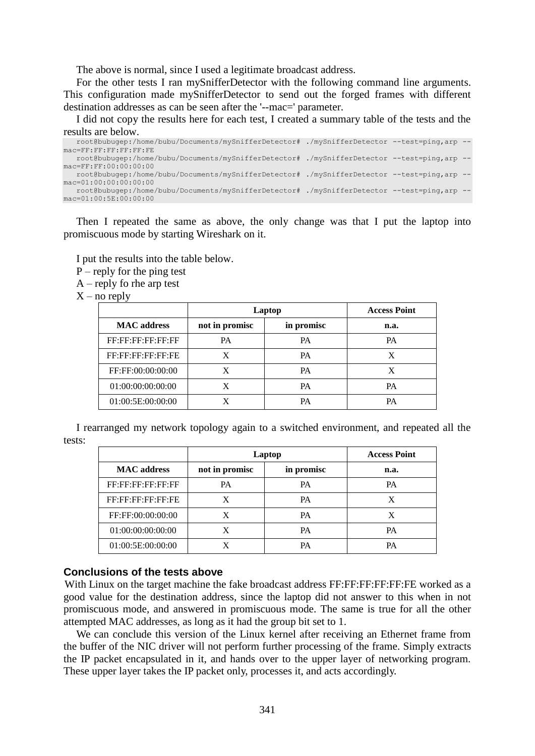The above is normal, since I used a legitimate broadcast address.

For the other tests I ran mySnifferDetector with the following command line arguments. This configuration made mySnifferDetector to send out the forged frames with different destination addresses as can be seen after the '--mac=' parameter.

I did not copy the results here for each test, I created a summary table of the tests and the results are below.

```
root@bubugep:/home/bubu/Documents/mySnifferDetector# ./mySnifferDetector --test=ping,arp --mac=FF:FF:FF:FF:FF:FE
root@bubugep:/home/bubu/Documents/mySnifferDetector# ./mySnifferDetector --test=ping,arp --mac=FF:FF:00:00:00:00
root@bubugep:/home/bubu/Documents/mySnifferDetector# ./mySnifferDetector --test=ping,arp --mac=01:00:00:00:00:00
root@bubugep:/home/bubu/Documents/mySnifferDetector# ./mySnifferDetector --test=ping,arp --mac=01:00:5E:00:00:00
```

Then I repeated the same as above, the only change was that I put the laptop into promiscuous mode by starting Wireshark on it.

I put the results into the table below.

P – reply for the ping test

A – reply fo rhe arp test

X – no reply

| | Laptop | | Access Point |
|---|---|---|---|
| MAC address | not in promisc | in promisc | n.a. |
| FF:FF:FF:FF:FF:FF | PA | PA | PA |
| FF:FF:FF:FF:FF:FE | X | PA | X |
| FF:FF:00:00:00:00 | X | PA | X |
| 01:00:00:00:00:00 | X | PA | PA |
| 01:00:5E:00:00:00 | X | PA | PA |

I rearranged my network topology again to a switched environment, and repeated all the tests:

| | Laptop | | Access Point |
|---|---|---|---|
| MAC address | not in promisc | in promisc | n.a. |
| FF:FF:FF:FF:FF:FF | PA | PA | PA |
| FF:FF:FF:FF:FF:FE | X | PA | X |
| FF:FF:00:00:00:00 | X | PA | X |
| 01:00:00:00:00:00 | X | PA | PA |
| 01:00:5E:00:00:00 | X | PA | PA |

### Conclusions of the tests above

With Linux on the target machine the fake broadcast address FF:FF:FF:FF:FF:FE worked as a good value for the destination address, since the laptop did not answer to this when in not promiscuous mode, and answered in promiscuous mode. The same is true for all the other attempted MAC addresses, as long as it had the group bit set to 1.

We can conclude this version of the Linux kernel after receiving an Ethernet frame from the buffer of the NIC driver will not perform further processing of the frame. Simply extracts the IP packet encapsulated in it, and hands over to the upper layer of networking program. These upper layer takes the IP packet only, processes it, and acts accordingly.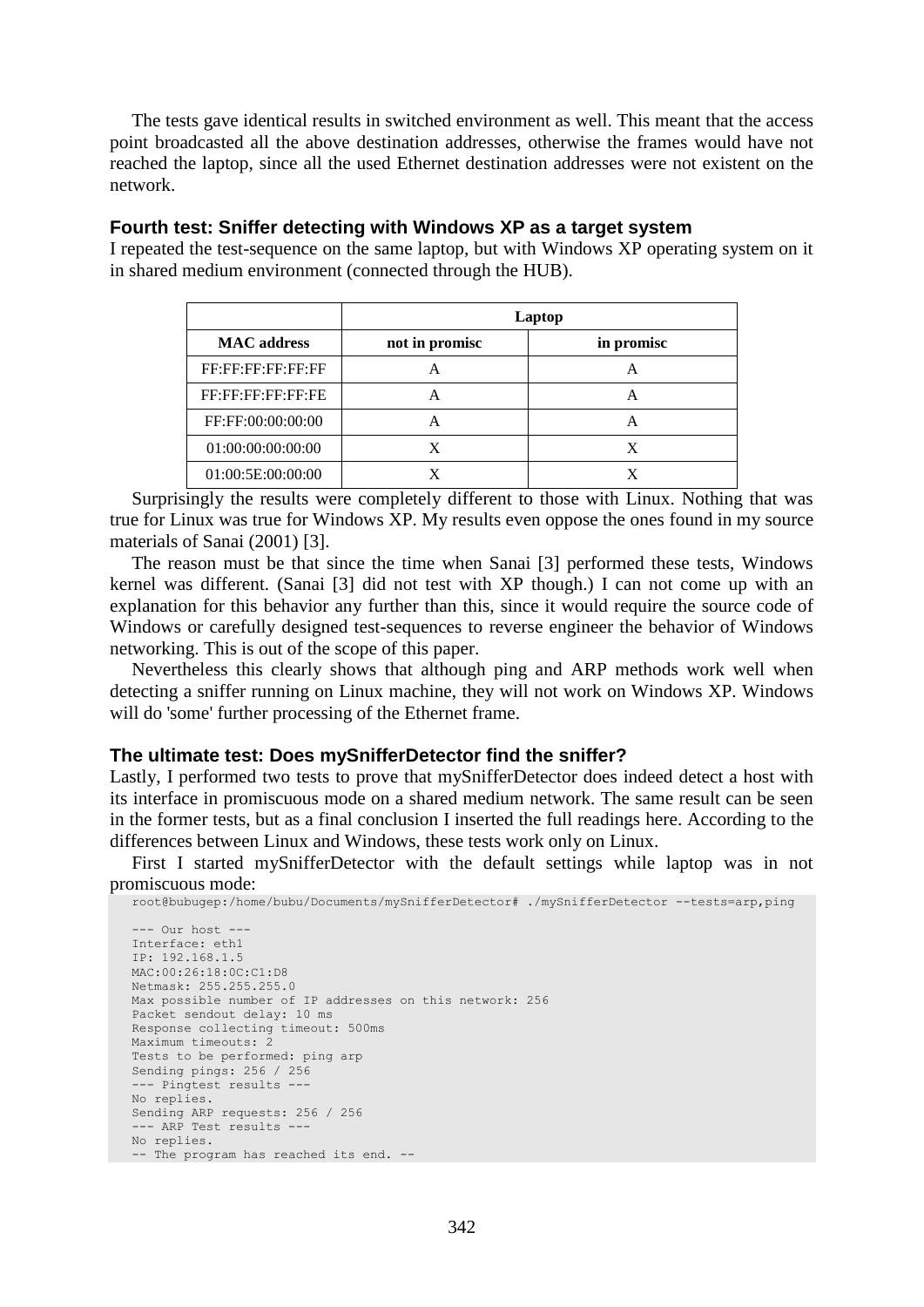The tests gave identical results in switched environment as well. This meant that the access point broadcasted all the above destination addresses, otherwise the frames would have not reached the laptop, since all the used Ethernet destination addresses were not existent on the network.

### Fourth test: Sniffer detecting with Windows XP as a target system

I repeated the test-sequence on the same laptop, but with Windows XP operating system on it in shared medium environment (connected through the HUB).

| | Laptop | |
|---|---|---|
| **MAC address** | **not in promisc** | **in promisc** |
| FF:FF:FF:FF:FF:FF | A | A |
| FF:FF:FF:FF:FF:FE | A | A |
| FF:FF:00:00:00:00 | A | A |
| 01:00:00:00:00:00 | X | X |
| 01:00:5E:00:00:00 | X | X |

Surprisingly the results were completely different to those with Linux. Nothing that was true for Linux was true for Windows XP. My results even oppose the ones found in my source materials of Sanai (2001) [3].

The reason must be that since the time when Sanai [3] performed these tests, Windows kernel was different. (Sanai [3] did not test with XP though.) I can not come up with an explanation for this behavior any further than this, since it would require the source code of Windows or carefully designed test-sequences to reverse engineer the behavior of Windows networking. This is out of the scope of this paper.

Nevertheless this clearly shows that although ping and ARP methods work well when detecting a sniffer running on Linux machine, they will not work on Windows XP. Windows will do 'some' further processing of the Ethernet frame.

### The ultimate test: Does mySnifferDetector find the sniffer?

Lastly, I performed two tests to prove that mySnifferDetector does indeed detect a host with its interface in promiscuous mode on a shared medium network. The same result can be seen in the former tests, but as a final conclusion I inserted the full readings here. According to the differences between Linux and Windows, these tests work only on Linux.

First I started mySnifferDetector with the default settings while laptop was in not promiscuous mode:

```
root@bubugep:/home/bubu/Documents/mySnifferDetector# ./mySnifferDetector --tests=arp,ping

--- Our host ---
Interface: eth1
IP: 192.168.1.5
MAC:00:26:18:0C:C1:D8
Netmask: 255.255.255.0
Max possible number of IP addresses on this network: 256
Packet sendout delay: 10 ms
Response collecting timeout: 500ms
Maximum timeouts: 2
Tests to be performed: ping arp
Sending pings: 256 / 256
--- Pingtest results ---
No replies.
Sending ARP requests: 256 / 256
--- ARP Test results ---
No replies.
-- The program has reached its end. --
```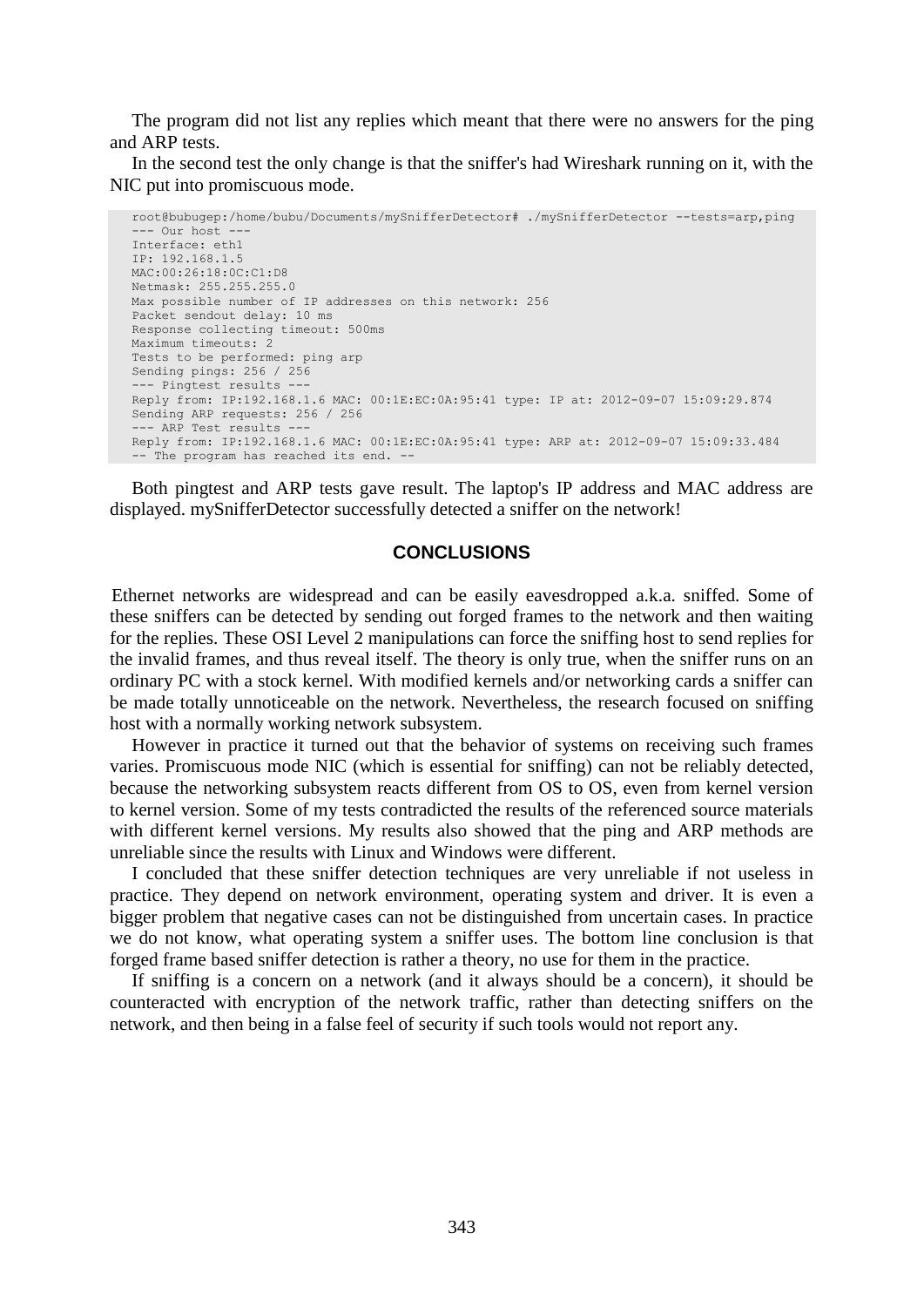The program did not list any replies which meant that there were no answers for the ping and ARP tests.

In the second test the only change is that the sniffer's had Wireshark running on it, with the NIC put into promiscuous mode.

```
root@bubugep:/home/bubu/Documents/mySnifferDetector# ./mySnifferDetector --tests=arp,ping
--- Our host ---
Interface: eth1
IP: 192.168.1.5
MAC:00:26:18:0C:C1:D8
Netmask: 255.255.255.0
Max possible number of IP addresses on this network: 256
Packet sendout delay: 10 ms
Response collecting timeout: 500ms
Maximum timeouts: 2
Tests to be performed: ping arp
Sending pings: 256 / 256
--- Pingtest results ---
Reply from: IP:192.168.1.6 MAC: 00:1E:EC:0A:95:41 type: IP at: 2012-09-07 15:09:29.874
Sending ARP requests: 256 / 256
--- ARP Test results ---
Reply from: IP:192.168.1.6 MAC: 00:1E:EC:0A:95:41 type: ARP at: 2012-09-07 15:09:33.484
-- The program has reached its end. --
```

Both pingtest and ARP tests gave result. The laptop's IP address and MAC address are displayed. mySnifferDetector successfully detected a sniffer on the network!

## CONCLUSIONS

Ethernet networks are widespread and can be easily eavesdropped a.k.a. sniffed. Some of these sniffers can be detected by sending out forged frames to the network and then waiting for the replies. These OSI Level 2 manipulations can force the sniffing host to send replies for the invalid frames, and thus reveal itself. The theory is only true, when the sniffer runs on an ordinary PC with a stock kernel. With modified kernels and/or networking cards a sniffer can be made totally unnoticeable on the network. Nevertheless, the research focused on sniffing host with a normally working network subsystem.

However in practice it turned out that the behavior of systems on receiving such frames varies. Promiscuous mode NIC (which is essential for sniffing) can not be reliably detected, because the networking subsystem reacts different from OS to OS, even from kernel version to kernel version. Some of my tests contradicted the results of the referenced source materials with different kernel versions. My results also showed that the ping and ARP methods are unreliable since the results with Linux and Windows were different.

I concluded that these sniffer detection techniques are very unreliable if not useless in practice. They depend on network environment, operating system and driver. It is even a bigger problem that negative cases can not be distinguished from uncertain cases. In practice we do not know, what operating system a sniffer uses. The bottom line conclusion is that forged frame based sniffer detection is rather a theory, no use for them in the practice.

If sniffing is a concern on a network (and it always should be a concern), it should be counteracted with encryption of the network traffic, rather than detecting sniffers on the network, and then being in a false feel of security if such tools would not report any.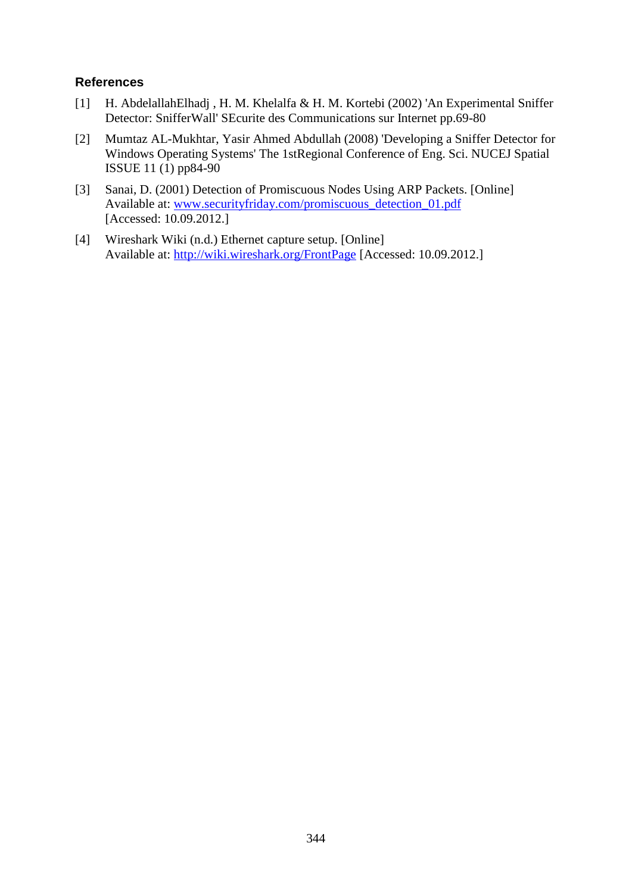### References

[1] H. AbdelallahElhadj , H. M. Khelalfa & H. M. Kortebi (2002) 'An Experimental Sniffer Detector: SnifferWall' SEcurite des Communications sur Internet pp.69-80

[2] Mumtaz AL-Mukhtar, Yasir Ahmed Abdullah (2008) 'Developing a Sniffer Detector for Windows Operating Systems' The 1stRegional Conference of Eng. Sci. NUCEJ Spatial ISSUE 11 (1) pp84-90

[3] Sanai, D. (2001) Detection of Promiscuous Nodes Using ARP Packets. [Online] Available at: www.securityfriday.com/promiscuous_detection_01.pdf [Accessed: 10.09.2012.]

[4] Wireshark Wiki (n.d.) Ethernet capture setup. [Online] Available at: http://wiki.wireshark.org/FrontPage [Accessed: 10.09.2012.]